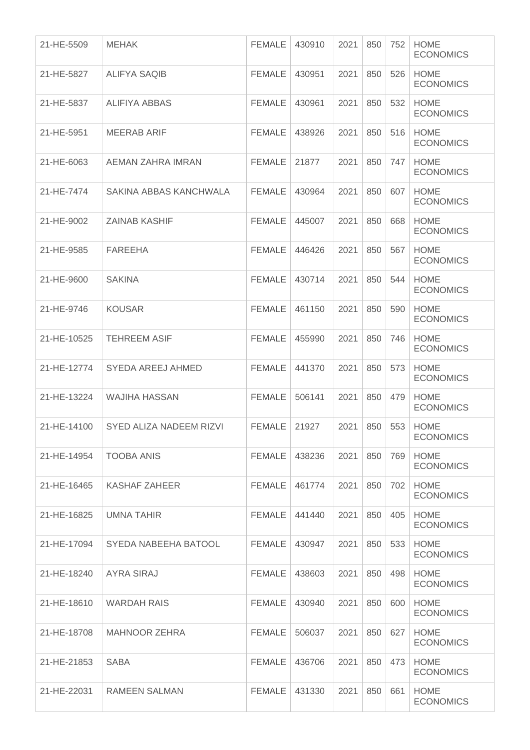| 21-HE-5509 | MEHAK | FEMALE | 430910 | 2021 | 850 | 752 | HOME ECONOMICS |
|---|---|---|---|---|---|---|---|
| 21-HE-5827 | ALIFYA SAQIB | FEMALE | 430951 | 2021 | 850 | 526 | HOME ECONOMICS |
| 21-HE-5837 | ALIFIYA ABBAS | FEMALE | 430961 | 2021 | 850 | 532 | HOME ECONOMICS |
| 21-HE-5951 | MEERAB ARIF | FEMALE | 438926 | 2021 | 850 | 516 | HOME ECONOMICS |
| 21-HE-6063 | AEMAN ZAHRA IMRAN | FEMALE | 21877 | 2021 | 850 | 747 | HOME ECONOMICS |
| 21-HE-7474 | SAKINA ABBAS KANCHWALA | FEMALE | 430964 | 2021 | 850 | 607 | HOME ECONOMICS |
| 21-HE-9002 | ZAINAB KASHIF | FEMALE | 445007 | 2021 | 850 | 668 | HOME ECONOMICS |
| 21-HE-9585 | FAREEHA | FEMALE | 446426 | 2021 | 850 | 567 | HOME ECONOMICS |
| 21-HE-9600 | SAKINA | FEMALE | 430714 | 2021 | 850 | 544 | HOME ECONOMICS |
| 21-HE-9746 | KOUSAR | FEMALE | 461150 | 2021 | 850 | 590 | HOME ECONOMICS |
| 21-HE-10525 | TEHREEM ASIF | FEMALE | 455990 | 2021 | 850 | 746 | HOME ECONOMICS |
| 21-HE-12774 | SYEDA AREEJ AHMED | FEMALE | 441370 | 2021 | 850 | 573 | HOME ECONOMICS |
| 21-HE-13224 | WAJIHA HASSAN | FEMALE | 506141 | 2021 | 850 | 479 | HOME ECONOMICS |
| 21-HE-14100 | SYED ALIZA NADEEM RIZVI | FEMALE | 21927 | 2021 | 850 | 553 | HOME ECONOMICS |
| 21-HE-14954 | TOOBA ANIS | FEMALE | 438236 | 2021 | 850 | 769 | HOME ECONOMICS |
| 21-HE-16465 | KASHAF ZAHEER | FEMALE | 461774 | 2021 | 850 | 702 | HOME ECONOMICS |
| 21-HE-16825 | UMNA TAHIR | FEMALE | 441440 | 2021 | 850 | 405 | HOME ECONOMICS |
| 21-HE-17094 | SYEDA NABEEHA BATOOL | FEMALE | 430947 | 2021 | 850 | 533 | HOME ECONOMICS |
| 21-HE-18240 | AYRA SIRAJ | FEMALE | 438603 | 2021 | 850 | 498 | HOME ECONOMICS |
| 21-HE-18610 | WARDAH RAIS | FEMALE | 430940 | 2021 | 850 | 600 | HOME ECONOMICS |
| 21-HE-18708 | MAHNOOR ZEHRA | FEMALE | 506037 | 2021 | 850 | 627 | HOME ECONOMICS |
| 21-HE-21853 | SABA | FEMALE | 436706 | 2021 | 850 | 473 | HOME ECONOMICS |
| 21-HE-22031 | RAMEEN SALMAN | FEMALE | 431330 | 2021 | 850 | 661 | HOME ECONOMICS |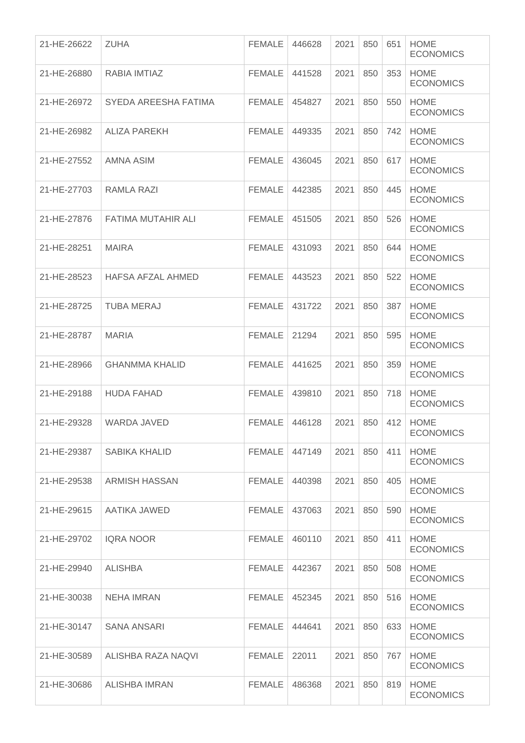| | | | | | | | |
|---|---|---|---|---|---|---|---|
| 21-HE-26622 | ZUHA | FEMALE | 446628 | 2021 | 850 | 651 | HOME ECONOMICS |
| 21-HE-26880 | RABIA IMTIAZ | FEMALE | 441528 | 2021 | 850 | 353 | HOME ECONOMICS |
| 21-HE-26972 | SYEDA AREESHA FATIMA | FEMALE | 454827 | 2021 | 850 | 550 | HOME ECONOMICS |
| 21-HE-26982 | ALIZA PAREKH | FEMALE | 449335 | 2021 | 850 | 742 | HOME ECONOMICS |
| 21-HE-27552 | AMNA ASIM | FEMALE | 436045 | 2021 | 850 | 617 | HOME ECONOMICS |
| 21-HE-27703 | RAMLA RAZI | FEMALE | 442385 | 2021 | 850 | 445 | HOME ECONOMICS |
| 21-HE-27876 | FATIMA MUTAHIR ALI | FEMALE | 451505 | 2021 | 850 | 526 | HOME ECONOMICS |
| 21-HE-28251 | MAIRA | FEMALE | 431093 | 2021 | 850 | 644 | HOME ECONOMICS |
| 21-HE-28523 | HAFSA AFZAL AHMED | FEMALE | 443523 | 2021 | 850 | 522 | HOME ECONOMICS |
| 21-HE-28725 | TUBA MERAJ | FEMALE | 431722 | 2021 | 850 | 387 | HOME ECONOMICS |
| 21-HE-28787 | MARIA | FEMALE | 21294 | 2021 | 850 | 595 | HOME ECONOMICS |
| 21-HE-28966 | GHANMMA KHALID | FEMALE | 441625 | 2021 | 850 | 359 | HOME ECONOMICS |
| 21-HE-29188 | HUDA FAHAD | FEMALE | 439810 | 2021 | 850 | 718 | HOME ECONOMICS |
| 21-HE-29328 | WARDA JAVED | FEMALE | 446128 | 2021 | 850 | 412 | HOME ECONOMICS |
| 21-HE-29387 | SABIKA KHALID | FEMALE | 447149 | 2021 | 850 | 411 | HOME ECONOMICS |
| 21-HE-29538 | ARMISH HASSAN | FEMALE | 440398 | 2021 | 850 | 405 | HOME ECONOMICS |
| 21-HE-29615 | AATIKA JAWED | FEMALE | 437063 | 2021 | 850 | 590 | HOME ECONOMICS |
| 21-HE-29702 | IQRA NOOR | FEMALE | 460110 | 2021 | 850 | 411 | HOME ECONOMICS |
| 21-HE-29940 | ALISHBA | FEMALE | 442367 | 2021 | 850 | 508 | HOME ECONOMICS |
| 21-HE-30038 | NEHA IMRAN | FEMALE | 452345 | 2021 | 850 | 516 | HOME ECONOMICS |
| 21-HE-30147 | SANA ANSARI | FEMALE | 444641 | 2021 | 850 | 633 | HOME ECONOMICS |
| 21-HE-30589 | ALISHBA RAZA NAQVI | FEMALE | 22011 | 2021 | 850 | 767 | HOME ECONOMICS |
| 21-HE-30686 | ALISHBA IMRAN | FEMALE | 486368 | 2021 | 850 | 819 | HOME ECONOMICS |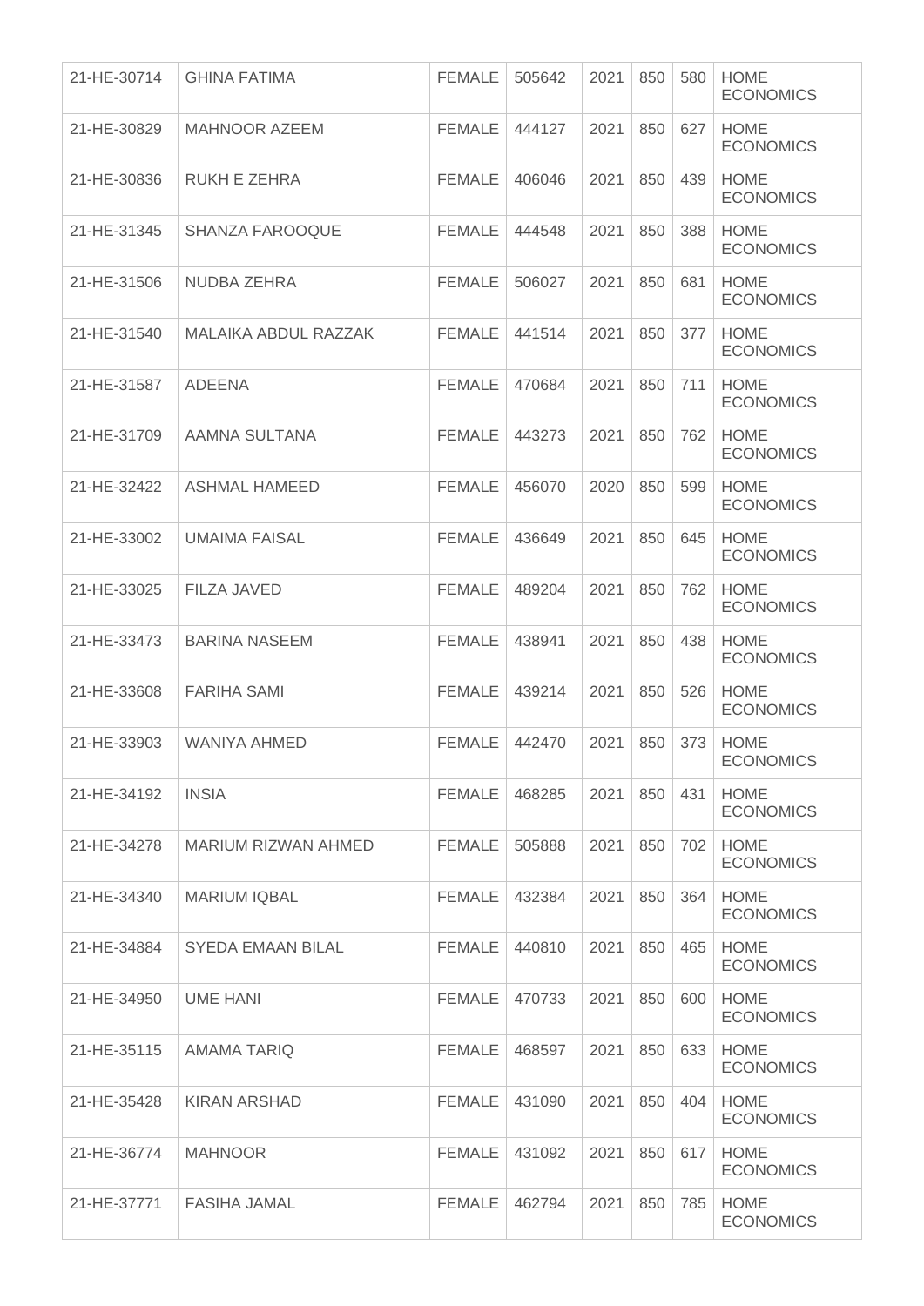| | | | | | | | |
|---|---|---|---|---|---|---|---|
| 21-HE-30714 | GHINA FATIMA | FEMALE | 505642 | 2021 | 850 | 580 | HOME ECONOMICS |
| 21-HE-30829 | MAHNOOR AZEEM | FEMALE | 444127 | 2021 | 850 | 627 | HOME ECONOMICS |
| 21-HE-30836 | RUKH E ZEHRA | FEMALE | 406046 | 2021 | 850 | 439 | HOME ECONOMICS |
| 21-HE-31345 | SHANZA FAROOQUE | FEMALE | 444548 | 2021 | 850 | 388 | HOME ECONOMICS |
| 21-HE-31506 | NUDBA ZEHRA | FEMALE | 506027 | 2021 | 850 | 681 | HOME ECONOMICS |
| 21-HE-31540 | MALAIKA ABDUL RAZZAK | FEMALE | 441514 | 2021 | 850 | 377 | HOME ECONOMICS |
| 21-HE-31587 | ADEENA | FEMALE | 470684 | 2021 | 850 | 711 | HOME ECONOMICS |
| 21-HE-31709 | AAMNA SULTANA | FEMALE | 443273 | 2021 | 850 | 762 | HOME ECONOMICS |
| 21-HE-32422 | ASHMAL HAMEED | FEMALE | 456070 | 2020 | 850 | 599 | HOME ECONOMICS |
| 21-HE-33002 | UMAIMA FAISAL | FEMALE | 436649 | 2021 | 850 | 645 | HOME ECONOMICS |
| 21-HE-33025 | FILZA JAVED | FEMALE | 489204 | 2021 | 850 | 762 | HOME ECONOMICS |
| 21-HE-33473 | BARINA NASEEM | FEMALE | 438941 | 2021 | 850 | 438 | HOME ECONOMICS |
| 21-HE-33608 | FARIHA SAMI | FEMALE | 439214 | 2021 | 850 | 526 | HOME ECONOMICS |
| 21-HE-33903 | WANIYA AHMED | FEMALE | 442470 | 2021 | 850 | 373 | HOME ECONOMICS |
| 21-HE-34192 | INSIA | FEMALE | 468285 | 2021 | 850 | 431 | HOME ECONOMICS |
| 21-HE-34278 | MARIUM RIZWAN AHMED | FEMALE | 505888 | 2021 | 850 | 702 | HOME ECONOMICS |
| 21-HE-34340 | MARIUM IQBAL | FEMALE | 432384 | 2021 | 850 | 364 | HOME ECONOMICS |
| 21-HE-34884 | SYEDA EMAAN BILAL | FEMALE | 440810 | 2021 | 850 | 465 | HOME ECONOMICS |
| 21-HE-34950 | UME HANI | FEMALE | 470733 | 2021 | 850 | 600 | HOME ECONOMICS |
| 21-HE-35115 | AMAMA TARIQ | FEMALE | 468597 | 2021 | 850 | 633 | HOME ECONOMICS |
| 21-HE-35428 | KIRAN ARSHAD | FEMALE | 431090 | 2021 | 850 | 404 | HOME ECONOMICS |
| 21-HE-36774 | MAHNOOR | FEMALE | 431092 | 2021 | 850 | 617 | HOME ECONOMICS |
| 21-HE-37771 | FASIHA JAMAL | FEMALE | 462794 | 2021 | 850 | 785 | HOME ECONOMICS |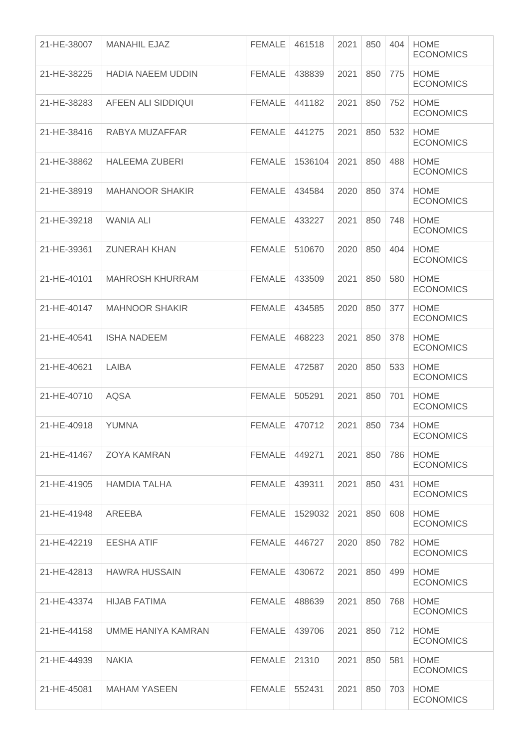| | | | | | | | |
|---|---|---|---|---|---|---|---|
| 21-HE-38007 | MANAHIL EJAZ | FEMALE | 461518 | 2021 | 850 | 404 | HOME ECONOMICS |
| 21-HE-38225 | HADIA NAEEM UDDIN | FEMALE | 438839 | 2021 | 850 | 775 | HOME ECONOMICS |
| 21-HE-38283 | AFEEN ALI SIDDIQUI | FEMALE | 441182 | 2021 | 850 | 752 | HOME ECONOMICS |
| 21-HE-38416 | RABYA MUZAFFAR | FEMALE | 441275 | 2021 | 850 | 532 | HOME ECONOMICS |
| 21-HE-38862 | HALEEMA ZUBERI | FEMALE | 1536104 | 2021 | 850 | 488 | HOME ECONOMICS |
| 21-HE-38919 | MAHANOOR SHAKIR | FEMALE | 434584 | 2020 | 850 | 374 | HOME ECONOMICS |
| 21-HE-39218 | WANIA ALI | FEMALE | 433227 | 2021 | 850 | 748 | HOME ECONOMICS |
| 21-HE-39361 | ZUNERAH KHAN | FEMALE | 510670 | 2020 | 850 | 404 | HOME ECONOMICS |
| 21-HE-40101 | MAHROSH KHURRAM | FEMALE | 433509 | 2021 | 850 | 580 | HOME ECONOMICS |
| 21-HE-40147 | MAHNOOR SHAKIR | FEMALE | 434585 | 2020 | 850 | 377 | HOME ECONOMICS |
| 21-HE-40541 | ISHA NADEEM | FEMALE | 468223 | 2021 | 850 | 378 | HOME ECONOMICS |
| 21-HE-40621 | LAIBA | FEMALE | 472587 | 2020 | 850 | 533 | HOME ECONOMICS |
| 21-HE-40710 | AQSA | FEMALE | 505291 | 2021 | 850 | 701 | HOME ECONOMICS |
| 21-HE-40918 | YUMNA | FEMALE | 470712 | 2021 | 850 | 734 | HOME ECONOMICS |
| 21-HE-41467 | ZOYA KAMRAN | FEMALE | 449271 | 2021 | 850 | 786 | HOME ECONOMICS |
| 21-HE-41905 | HAMDIA TALHA | FEMALE | 439311 | 2021 | 850 | 431 | HOME ECONOMICS |
| 21-HE-41948 | AREEBA | FEMALE | 1529032 | 2021 | 850 | 608 | HOME ECONOMICS |
| 21-HE-42219 | EESHA ATIF | FEMALE | 446727 | 2020 | 850 | 782 | HOME ECONOMICS |
| 21-HE-42813 | HAWRA HUSSAIN | FEMALE | 430672 | 2021 | 850 | 499 | HOME ECONOMICS |
| 21-HE-43374 | HIJAB FATIMA | FEMALE | 488639 | 2021 | 850 | 768 | HOME ECONOMICS |
| 21-HE-44158 | UMME HANIYA KAMRAN | FEMALE | 439706 | 2021 | 850 | 712 | HOME ECONOMICS |
| 21-HE-44939 | NAKIA | FEMALE | 21310 | 2021 | 850 | 581 | HOME ECONOMICS |
| 21-HE-45081 | MAHAM YASEEN | FEMALE | 552431 | 2021 | 850 | 703 | HOME ECONOMICS |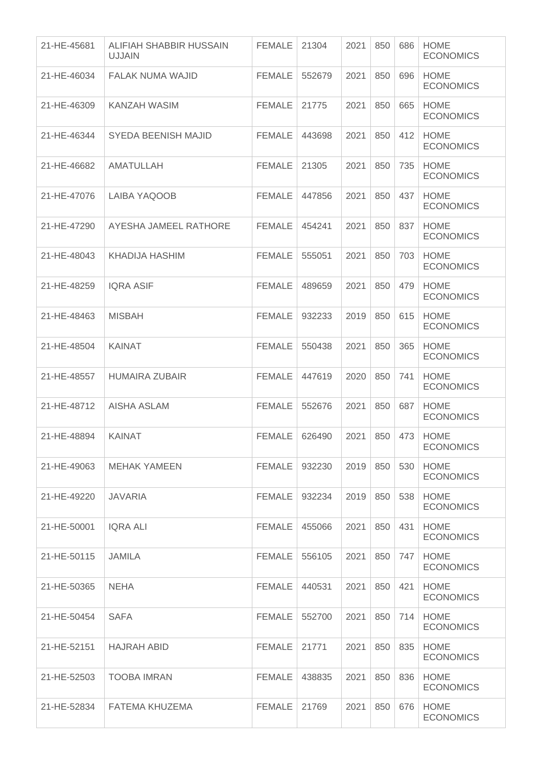| | | | | | | | |
|---|---|---|---|---|---|---|---|
| 21-HE-45681 | ALIFIAH SHABBIR HUSSAIN UJJAIN | FEMALE | 21304 | 2021 | 850 | 686 | HOME ECONOMICS |
| 21-HE-46034 | FALAK NUMA WAJID | FEMALE | 552679 | 2021 | 850 | 696 | HOME ECONOMICS |
| 21-HE-46309 | KANZAH WASIM | FEMALE | 21775 | 2021 | 850 | 665 | HOME ECONOMICS |
| 21-HE-46344 | SYEDA BEENISH MAJID | FEMALE | 443698 | 2021 | 850 | 412 | HOME ECONOMICS |
| 21-HE-46682 | AMATULLAH | FEMALE | 21305 | 2021 | 850 | 735 | HOME ECONOMICS |
| 21-HE-47076 | LAIBA YAQOOB | FEMALE | 447856 | 2021 | 850 | 437 | HOME ECONOMICS |
| 21-HE-47290 | AYESHA JAMEEL RATHORE | FEMALE | 454241 | 2021 | 850 | 837 | HOME ECONOMICS |
| 21-HE-48043 | KHADIJA HASHIM | FEMALE | 555051 | 2021 | 850 | 703 | HOME ECONOMICS |
| 21-HE-48259 | IQRA ASIF | FEMALE | 489659 | 2021 | 850 | 479 | HOME ECONOMICS |
| 21-HE-48463 | MISBAH | FEMALE | 932233 | 2019 | 850 | 615 | HOME ECONOMICS |
| 21-HE-48504 | KAINAT | FEMALE | 550438 | 2021 | 850 | 365 | HOME ECONOMICS |
| 21-HE-48557 | HUMAIRA ZUBAIR | FEMALE | 447619 | 2020 | 850 | 741 | HOME ECONOMICS |
| 21-HE-48712 | AISHA ASLAM | FEMALE | 552676 | 2021 | 850 | 687 | HOME ECONOMICS |
| 21-HE-48894 | KAINAT | FEMALE | 626490 | 2021 | 850 | 473 | HOME ECONOMICS |
| 21-HE-49063 | MEHAK YAMEEN | FEMALE | 932230 | 2019 | 850 | 530 | HOME ECONOMICS |
| 21-HE-49220 | JAVARIA | FEMALE | 932234 | 2019 | 850 | 538 | HOME ECONOMICS |
| 21-HE-50001 | IQRA ALI | FEMALE | 455066 | 2021 | 850 | 431 | HOME ECONOMICS |
| 21-HE-50115 | JAMILA | FEMALE | 556105 | 2021 | 850 | 747 | HOME ECONOMICS |
| 21-HE-50365 | NEHA | FEMALE | 440531 | 2021 | 850 | 421 | HOME ECONOMICS |
| 21-HE-50454 | SAFA | FEMALE | 552700 | 2021 | 850 | 714 | HOME ECONOMICS |
| 21-HE-52151 | HAJRAH ABID | FEMALE | 21771 | 2021 | 850 | 835 | HOME ECONOMICS |
| 21-HE-52503 | TOOBA IMRAN | FEMALE | 438835 | 2021 | 850 | 836 | HOME ECONOMICS |
| 21-HE-52834 | FATEMA KHUZEMA | FEMALE | 21769 | 2021 | 850 | 676 | HOME ECONOMICS |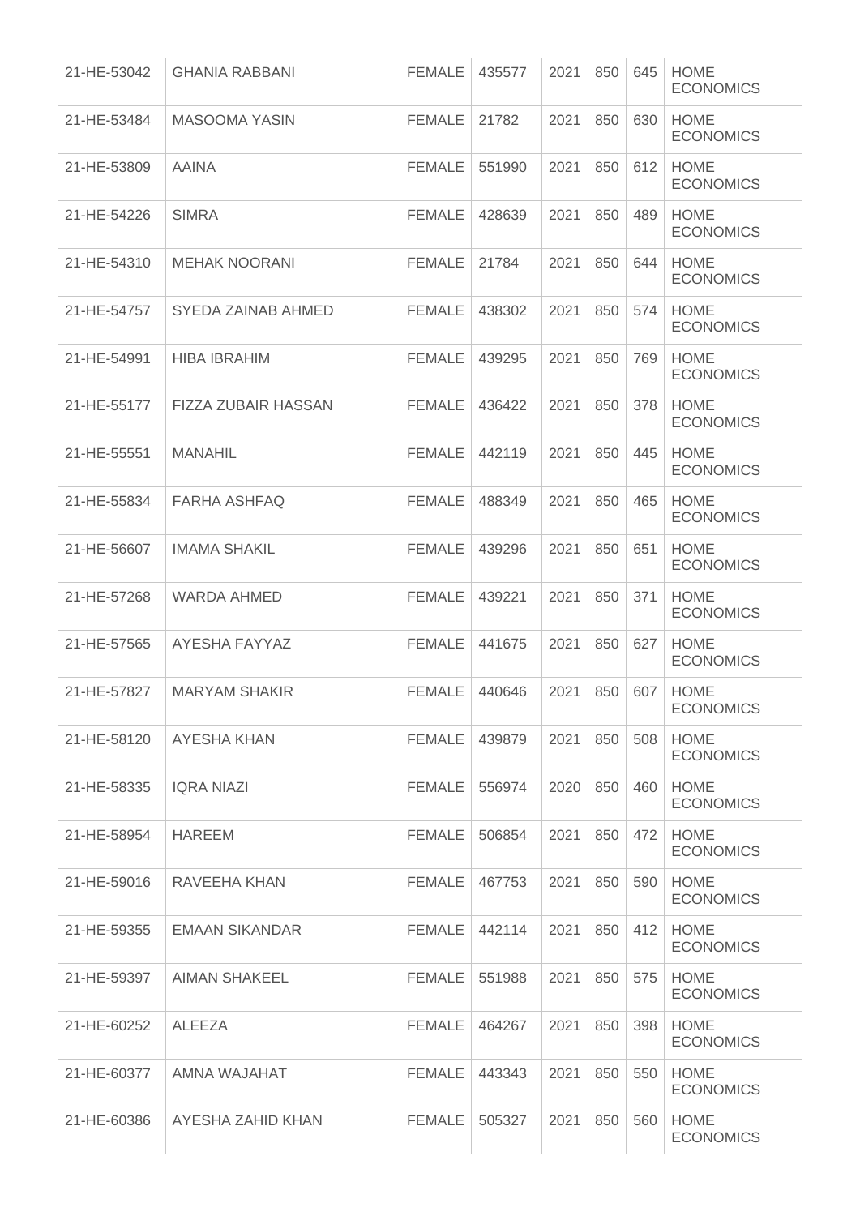| 21-HE-53042 | GHANIA RABBANI | FEMALE | 435577 | 2021 | 850 | 645 | HOME ECONOMICS |
|---|---|---|---|---|---|---|---|
| 21-HE-53484 | MASOOMA YASIN | FEMALE | 21782 | 2021 | 850 | 630 | HOME ECONOMICS |
| 21-HE-53809 | AAINA | FEMALE | 551990 | 2021 | 850 | 612 | HOME ECONOMICS |
| 21-HE-54226 | SIMRA | FEMALE | 428639 | 2021 | 850 | 489 | HOME ECONOMICS |
| 21-HE-54310 | MEHAK NOORANI | FEMALE | 21784 | 2021 | 850 | 644 | HOME ECONOMICS |
| 21-HE-54757 | SYEDA ZAINAB AHMED | FEMALE | 438302 | 2021 | 850 | 574 | HOME ECONOMICS |
| 21-HE-54991 | HIBA IBRAHIM | FEMALE | 439295 | 2021 | 850 | 769 | HOME ECONOMICS |
| 21-HE-55177 | FIZZA ZUBAIR HASSAN | FEMALE | 436422 | 2021 | 850 | 378 | HOME ECONOMICS |
| 21-HE-55551 | MANAHIL | FEMALE | 442119 | 2021 | 850 | 445 | HOME ECONOMICS |
| 21-HE-55834 | FARHA ASHFAQ | FEMALE | 488349 | 2021 | 850 | 465 | HOME ECONOMICS |
| 21-HE-56607 | IMAMA SHAKIL | FEMALE | 439296 | 2021 | 850 | 651 | HOME ECONOMICS |
| 21-HE-57268 | WARDA AHMED | FEMALE | 439221 | 2021 | 850 | 371 | HOME ECONOMICS |
| 21-HE-57565 | AYESHA FAYYAZ | FEMALE | 441675 | 2021 | 850 | 627 | HOME ECONOMICS |
| 21-HE-57827 | MARYAM SHAKIR | FEMALE | 440646 | 2021 | 850 | 607 | HOME ECONOMICS |
| 21-HE-58120 | AYESHA KHAN | FEMALE | 439879 | 2021 | 850 | 508 | HOME ECONOMICS |
| 21-HE-58335 | IQRA NIAZI | FEMALE | 556974 | 2020 | 850 | 460 | HOME ECONOMICS |
| 21-HE-58954 | HAREEM | FEMALE | 506854 | 2021 | 850 | 472 | HOME ECONOMICS |
| 21-HE-59016 | RAVEEHA KHAN | FEMALE | 467753 | 2021 | 850 | 590 | HOME ECONOMICS |
| 21-HE-59355 | EMAAN SIKANDAR | FEMALE | 442114 | 2021 | 850 | 412 | HOME ECONOMICS |
| 21-HE-59397 | AIMAN SHAKEEL | FEMALE | 551988 | 2021 | 850 | 575 | HOME ECONOMICS |
| 21-HE-60252 | ALEEZA | FEMALE | 464267 | 2021 | 850 | 398 | HOME ECONOMICS |
| 21-HE-60377 | AMNA WAJAHAT | FEMALE | 443343 | 2021 | 850 | 550 | HOME ECONOMICS |
| 21-HE-60386 | AYESHA ZAHID KHAN | FEMALE | 505327 | 2021 | 850 | 560 | HOME ECONOMICS |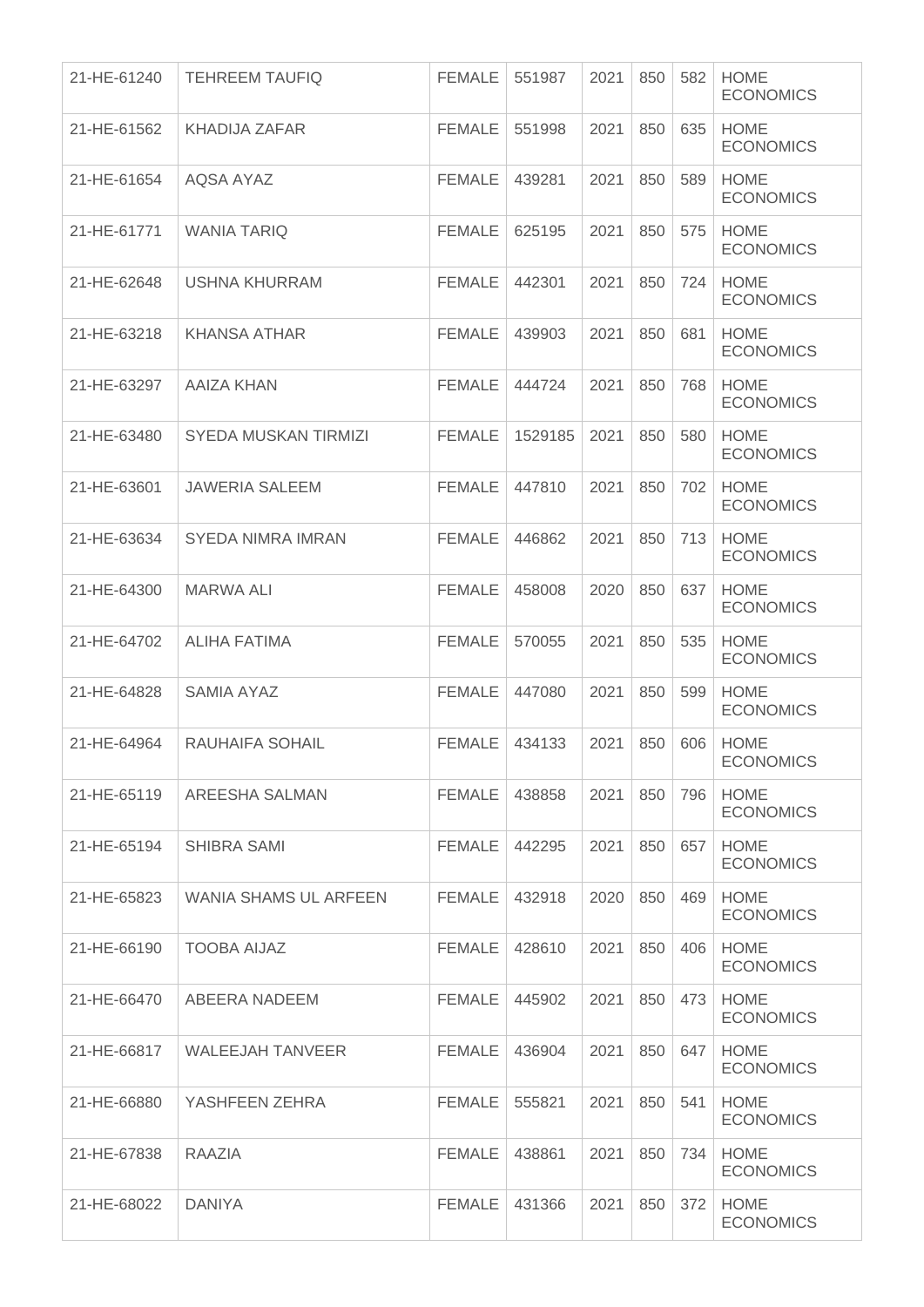| | | | | | | | |
|---|---|---|---|---|---|---|---|
| 21-HE-61240 | TEHREEM TAUFIQ | FEMALE | 551987 | 2021 | 850 | 582 | HOME ECONOMICS |
| 21-HE-61562 | KHADIJA ZAFAR | FEMALE | 551998 | 2021 | 850 | 635 | HOME ECONOMICS |
| 21-HE-61654 | AQSA AYAZ | FEMALE | 439281 | 2021 | 850 | 589 | HOME ECONOMICS |
| 21-HE-61771 | WANIA TARIQ | FEMALE | 625195 | 2021 | 850 | 575 | HOME ECONOMICS |
| 21-HE-62648 | USHNA KHURRAM | FEMALE | 442301 | 2021 | 850 | 724 | HOME ECONOMICS |
| 21-HE-63218 | KHANSA ATHAR | FEMALE | 439903 | 2021 | 850 | 681 | HOME ECONOMICS |
| 21-HE-63297 | AAIZA KHAN | FEMALE | 444724 | 2021 | 850 | 768 | HOME ECONOMICS |
| 21-HE-63480 | SYEDA MUSKAN TIRMIZI | FEMALE | 1529185 | 2021 | 850 | 580 | HOME ECONOMICS |
| 21-HE-63601 | JAWERIA SALEEM | FEMALE | 447810 | 2021 | 850 | 702 | HOME ECONOMICS |
| 21-HE-63634 | SYEDA NIMRA IMRAN | FEMALE | 446862 | 2021 | 850 | 713 | HOME ECONOMICS |
| 21-HE-64300 | MARWA ALI | FEMALE | 458008 | 2020 | 850 | 637 | HOME ECONOMICS |
| 21-HE-64702 | ALIHA FATIMA | FEMALE | 570055 | 2021 | 850 | 535 | HOME ECONOMICS |
| 21-HE-64828 | SAMIA AYAZ | FEMALE | 447080 | 2021 | 850 | 599 | HOME ECONOMICS |
| 21-HE-64964 | RAUHAIFA SOHAIL | FEMALE | 434133 | 2021 | 850 | 606 | HOME ECONOMICS |
| 21-HE-65119 | AREESHA SALMAN | FEMALE | 438858 | 2021 | 850 | 796 | HOME ECONOMICS |
| 21-HE-65194 | SHIBRA SAMI | FEMALE | 442295 | 2021 | 850 | 657 | HOME ECONOMICS |
| 21-HE-65823 | WANIA SHAMS UL ARFEEN | FEMALE | 432918 | 2020 | 850 | 469 | HOME ECONOMICS |
| 21-HE-66190 | TOOBA AIJAZ | FEMALE | 428610 | 2021 | 850 | 406 | HOME ECONOMICS |
| 21-HE-66470 | ABEERA NADEEM | FEMALE | 445902 | 2021 | 850 | 473 | HOME ECONOMICS |
| 21-HE-66817 | WALEEJAH TANVEER | FEMALE | 436904 | 2021 | 850 | 647 | HOME ECONOMICS |
| 21-HE-66880 | YASHFEEN ZEHRA | FEMALE | 555821 | 2021 | 850 | 541 | HOME ECONOMICS |
| 21-HE-67838 | RAAZIA | FEMALE | 438861 | 2021 | 850 | 734 | HOME ECONOMICS |
| 21-HE-68022 | DANIYA | FEMALE | 431366 | 2021 | 850 | 372 | HOME ECONOMICS |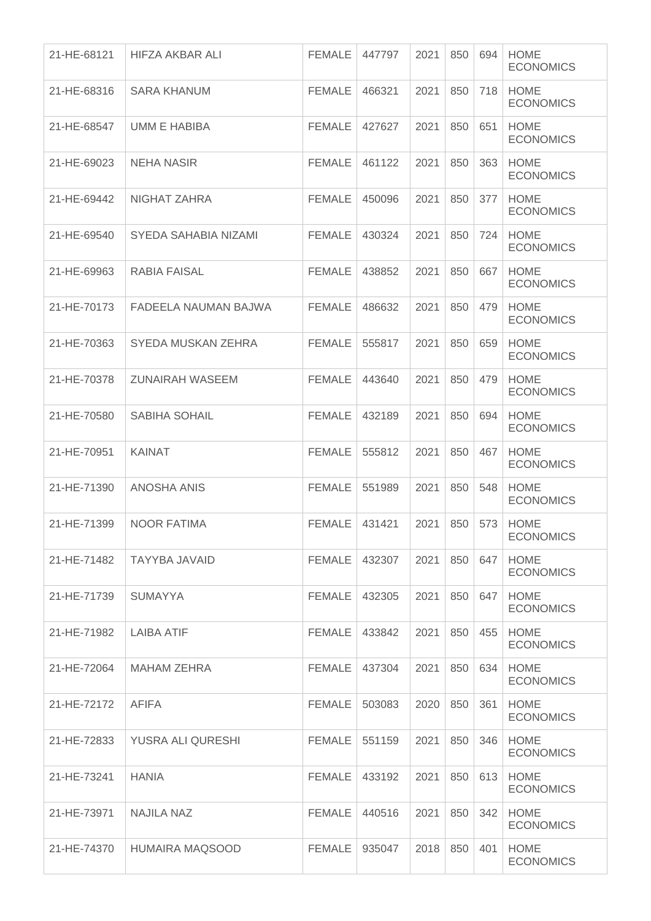| | | | | | | | |
|---|---|---|---|---|---|---|---|
| 21-HE-68121 | HIFZA AKBAR ALI | FEMALE | 447797 | 2021 | 850 | 694 | HOME ECONOMICS |
| 21-HE-68316 | SARA KHANUM | FEMALE | 466321 | 2021 | 850 | 718 | HOME ECONOMICS |
| 21-HE-68547 | UMM E HABIBA | FEMALE | 427627 | 2021 | 850 | 651 | HOME ECONOMICS |
| 21-HE-69023 | NEHA NASIR | FEMALE | 461122 | 2021 | 850 | 363 | HOME ECONOMICS |
| 21-HE-69442 | NIGHAT ZAHRA | FEMALE | 450096 | 2021 | 850 | 377 | HOME ECONOMICS |
| 21-HE-69540 | SYEDA SAHABIA NIZAMI | FEMALE | 430324 | 2021 | 850 | 724 | HOME ECONOMICS |
| 21-HE-69963 | RABIA FAISAL | FEMALE | 438852 | 2021 | 850 | 667 | HOME ECONOMICS |
| 21-HE-70173 | FADEELA NAUMAN BAJWA | FEMALE | 486632 | 2021 | 850 | 479 | HOME ECONOMICS |
| 21-HE-70363 | SYEDA MUSKAN ZEHRA | FEMALE | 555817 | 2021 | 850 | 659 | HOME ECONOMICS |
| 21-HE-70378 | ZUNAIRAH WASEEM | FEMALE | 443640 | 2021 | 850 | 479 | HOME ECONOMICS |
| 21-HE-70580 | SABIHA SOHAIL | FEMALE | 432189 | 2021 | 850 | 694 | HOME ECONOMICS |
| 21-HE-70951 | KAINAT | FEMALE | 555812 | 2021 | 850 | 467 | HOME ECONOMICS |
| 21-HE-71390 | ANOSHA ANIS | FEMALE | 551989 | 2021 | 850 | 548 | HOME ECONOMICS |
| 21-HE-71399 | NOOR FATIMA | FEMALE | 431421 | 2021 | 850 | 573 | HOME ECONOMICS |
| 21-HE-71482 | TAYYBA JAVAID | FEMALE | 432307 | 2021 | 850 | 647 | HOME ECONOMICS |
| 21-HE-71739 | SUMAYYA | FEMALE | 432305 | 2021 | 850 | 647 | HOME ECONOMICS |
| 21-HE-71982 | LAIBA ATIF | FEMALE | 433842 | 2021 | 850 | 455 | HOME ECONOMICS |
| 21-HE-72064 | MAHAM ZEHRA | FEMALE | 437304 | 2021 | 850 | 634 | HOME ECONOMICS |
| 21-HE-72172 | AFIFA | FEMALE | 503083 | 2020 | 850 | 361 | HOME ECONOMICS |
| 21-HE-72833 | YUSRA ALI QURESHI | FEMALE | 551159 | 2021 | 850 | 346 | HOME ECONOMICS |
| 21-HE-73241 | HANIA | FEMALE | 433192 | 2021 | 850 | 613 | HOME ECONOMICS |
| 21-HE-73971 | NAJILA NAZ | FEMALE | 440516 | 2021 | 850 | 342 | HOME ECONOMICS |
| 21-HE-74370 | HUMAIRA MAQSOOD | FEMALE | 935047 | 2018 | 850 | 401 | HOME ECONOMICS |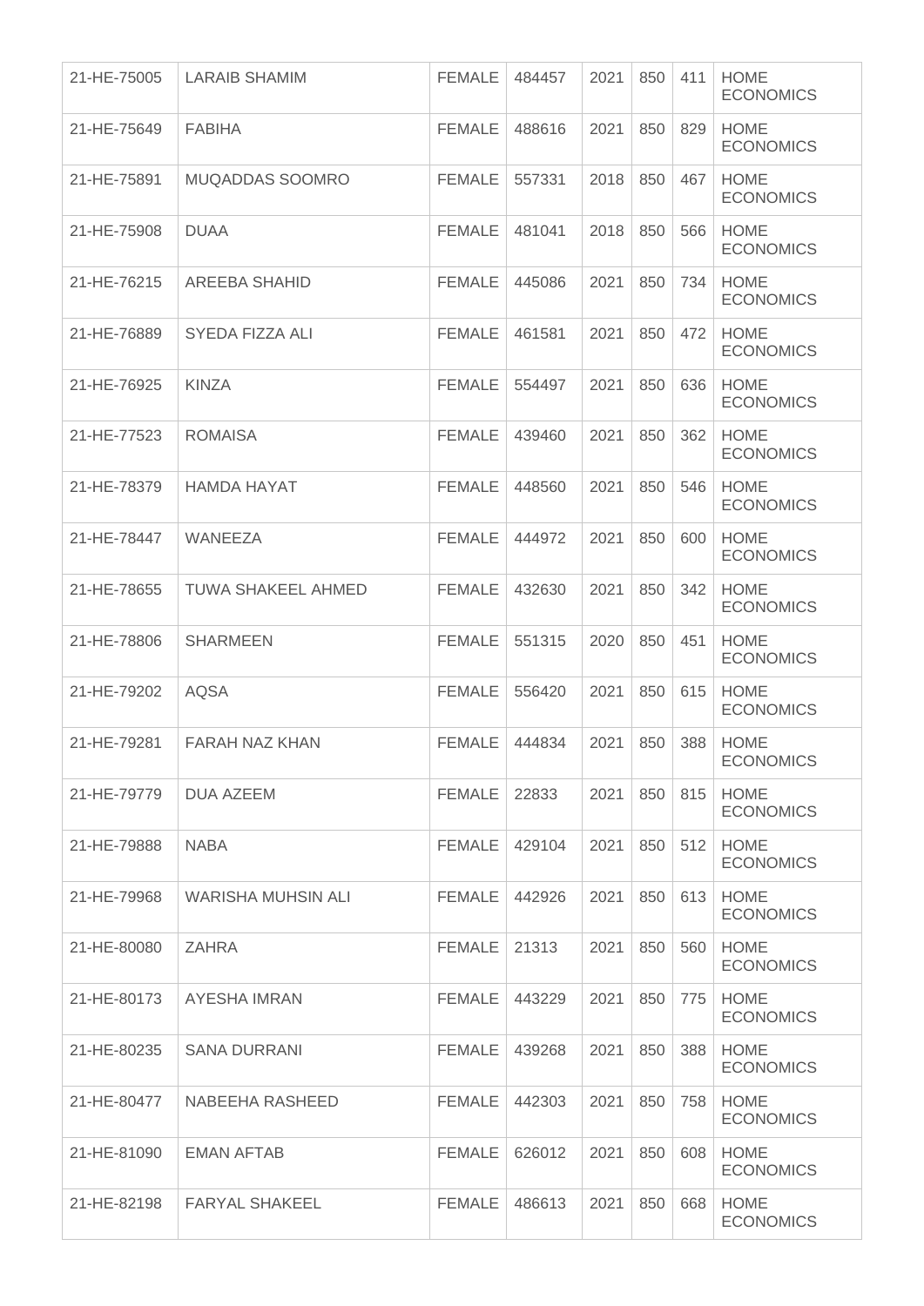| | | | | | | | |
|---|---|---|---|---|---|---|---|
| 21-HE-75005 | LARAIB SHAMIM | FEMALE | 484457 | 2021 | 850 | 411 | HOME ECONOMICS |
| 21-HE-75649 | FABIHA | FEMALE | 488616 | 2021 | 850 | 829 | HOME ECONOMICS |
| 21-HE-75891 | MUQADDAS SOOMRO | FEMALE | 557331 | 2018 | 850 | 467 | HOME ECONOMICS |
| 21-HE-75908 | DUAA | FEMALE | 481041 | 2018 | 850 | 566 | HOME ECONOMICS |
| 21-HE-76215 | AREEBA SHAHID | FEMALE | 445086 | 2021 | 850 | 734 | HOME ECONOMICS |
| 21-HE-76889 | SYEDA FIZZA ALI | FEMALE | 461581 | 2021 | 850 | 472 | HOME ECONOMICS |
| 21-HE-76925 | KINZA | FEMALE | 554497 | 2021 | 850 | 636 | HOME ECONOMICS |
| 21-HE-77523 | ROMAISA | FEMALE | 439460 | 2021 | 850 | 362 | HOME ECONOMICS |
| 21-HE-78379 | HAMDA HAYAT | FEMALE | 448560 | 2021 | 850 | 546 | HOME ECONOMICS |
| 21-HE-78447 | WANEEZA | FEMALE | 444972 | 2021 | 850 | 600 | HOME ECONOMICS |
| 21-HE-78655 | TUWA SHAKEEL AHMED | FEMALE | 432630 | 2021 | 850 | 342 | HOME ECONOMICS |
| 21-HE-78806 | SHARMEEN | FEMALE | 551315 | 2020 | 850 | 451 | HOME ECONOMICS |
| 21-HE-79202 | AQSA | FEMALE | 556420 | 2021 | 850 | 615 | HOME ECONOMICS |
| 21-HE-79281 | FARAH NAZ KHAN | FEMALE | 444834 | 2021 | 850 | 388 | HOME ECONOMICS |
| 21-HE-79779 | DUA AZEEM | FEMALE | 22833 | 2021 | 850 | 815 | HOME ECONOMICS |
| 21-HE-79888 | NABA | FEMALE | 429104 | 2021 | 850 | 512 | HOME ECONOMICS |
| 21-HE-79968 | WARISHA MUHSIN ALI | FEMALE | 442926 | 2021 | 850 | 613 | HOME ECONOMICS |
| 21-HE-80080 | ZAHRA | FEMALE | 21313 | 2021 | 850 | 560 | HOME ECONOMICS |
| 21-HE-80173 | AYESHA IMRAN | FEMALE | 443229 | 2021 | 850 | 775 | HOME ECONOMICS |
| 21-HE-80235 | SANA DURRANI | FEMALE | 439268 | 2021 | 850 | 388 | HOME ECONOMICS |
| 21-HE-80477 | NABEEHA RASHEED | FEMALE | 442303 | 2021 | 850 | 758 | HOME ECONOMICS |
| 21-HE-81090 | EMAN AFTAB | FEMALE | 626012 | 2021 | 850 | 608 | HOME ECONOMICS |
| 21-HE-82198 | FARYAL SHAKEEL | FEMALE | 486613 | 2021 | 850 | 668 | HOME ECONOMICS |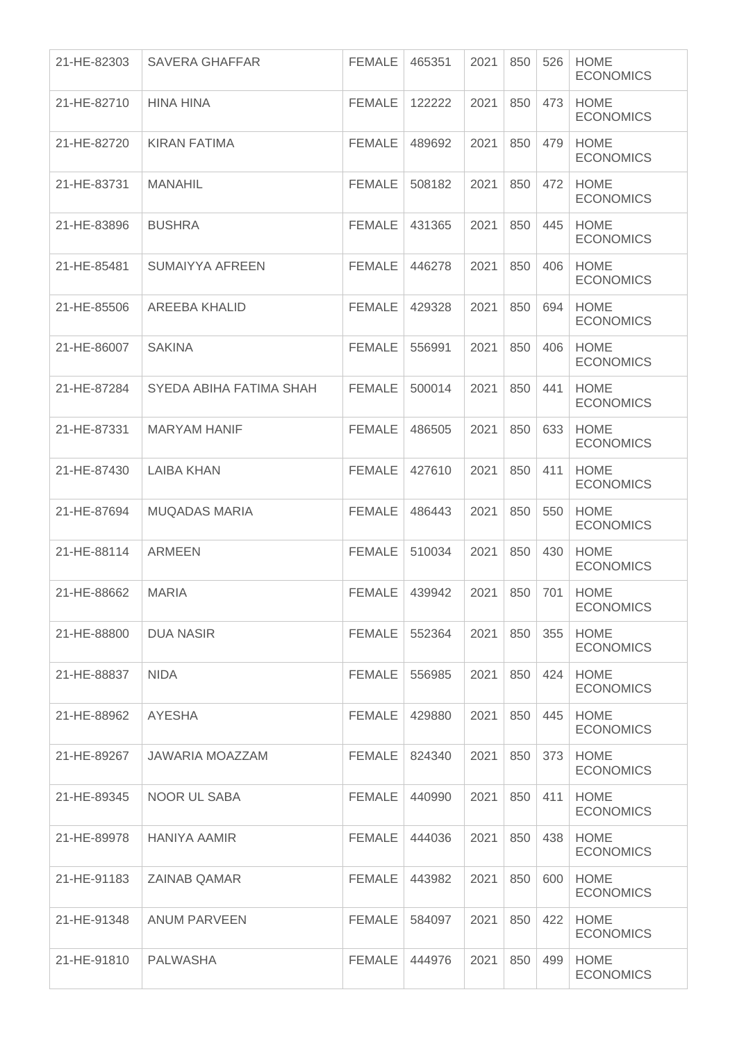| | | | | | | | |
|---|---|---|---|---|---|---|---|
| 21-HE-82303 | SAVERA GHAFFAR | FEMALE | 465351 | 2021 | 850 | 526 | HOME ECONOMICS |
| 21-HE-82710 | HINA HINA | FEMALE | 122222 | 2021 | 850 | 473 | HOME ECONOMICS |
| 21-HE-82720 | KIRAN FATIMA | FEMALE | 489692 | 2021 | 850 | 479 | HOME ECONOMICS |
| 21-HE-83731 | MANAHIL | FEMALE | 508182 | 2021 | 850 | 472 | HOME ECONOMICS |
| 21-HE-83896 | BUSHRA | FEMALE | 431365 | 2021 | 850 | 445 | HOME ECONOMICS |
| 21-HE-85481 | SUMAIYYA AFREEN | FEMALE | 446278 | 2021 | 850 | 406 | HOME ECONOMICS |
| 21-HE-85506 | AREEBA KHALID | FEMALE | 429328 | 2021 | 850 | 694 | HOME ECONOMICS |
| 21-HE-86007 | SAKINA | FEMALE | 556991 | 2021 | 850 | 406 | HOME ECONOMICS |
| 21-HE-87284 | SYEDA ABIHA FATIMA SHAH | FEMALE | 500014 | 2021 | 850 | 441 | HOME ECONOMICS |
| 21-HE-87331 | MARYAM HANIF | FEMALE | 486505 | 2021 | 850 | 633 | HOME ECONOMICS |
| 21-HE-87430 | LAIBA KHAN | FEMALE | 427610 | 2021 | 850 | 411 | HOME ECONOMICS |
| 21-HE-87694 | MUQADAS MARIA | FEMALE | 486443 | 2021 | 850 | 550 | HOME ECONOMICS |
| 21-HE-88114 | ARMEEN | FEMALE | 510034 | 2021 | 850 | 430 | HOME ECONOMICS |
| 21-HE-88662 | MARIA | FEMALE | 439942 | 2021 | 850 | 701 | HOME ECONOMICS |
| 21-HE-88800 | DUA NASIR | FEMALE | 552364 | 2021 | 850 | 355 | HOME ECONOMICS |
| 21-HE-88837 | NIDA | FEMALE | 556985 | 2021 | 850 | 424 | HOME ECONOMICS |
| 21-HE-88962 | AYESHA | FEMALE | 429880 | 2021 | 850 | 445 | HOME ECONOMICS |
| 21-HE-89267 | JAWARIA MOAZZAM | FEMALE | 824340 | 2021 | 850 | 373 | HOME ECONOMICS |
| 21-HE-89345 | NOOR UL SABA | FEMALE | 440990 | 2021 | 850 | 411 | HOME ECONOMICS |
| 21-HE-89978 | HANIYA AAMIR | FEMALE | 444036 | 2021 | 850 | 438 | HOME ECONOMICS |
| 21-HE-91183 | ZAINAB QAMAR | FEMALE | 443982 | 2021 | 850 | 600 | HOME ECONOMICS |
| 21-HE-91348 | ANUM PARVEEN | FEMALE | 584097 | 2021 | 850 | 422 | HOME ECONOMICS |
| 21-HE-91810 | PALWASHA | FEMALE | 444976 | 2021 | 850 | 499 | HOME ECONOMICS |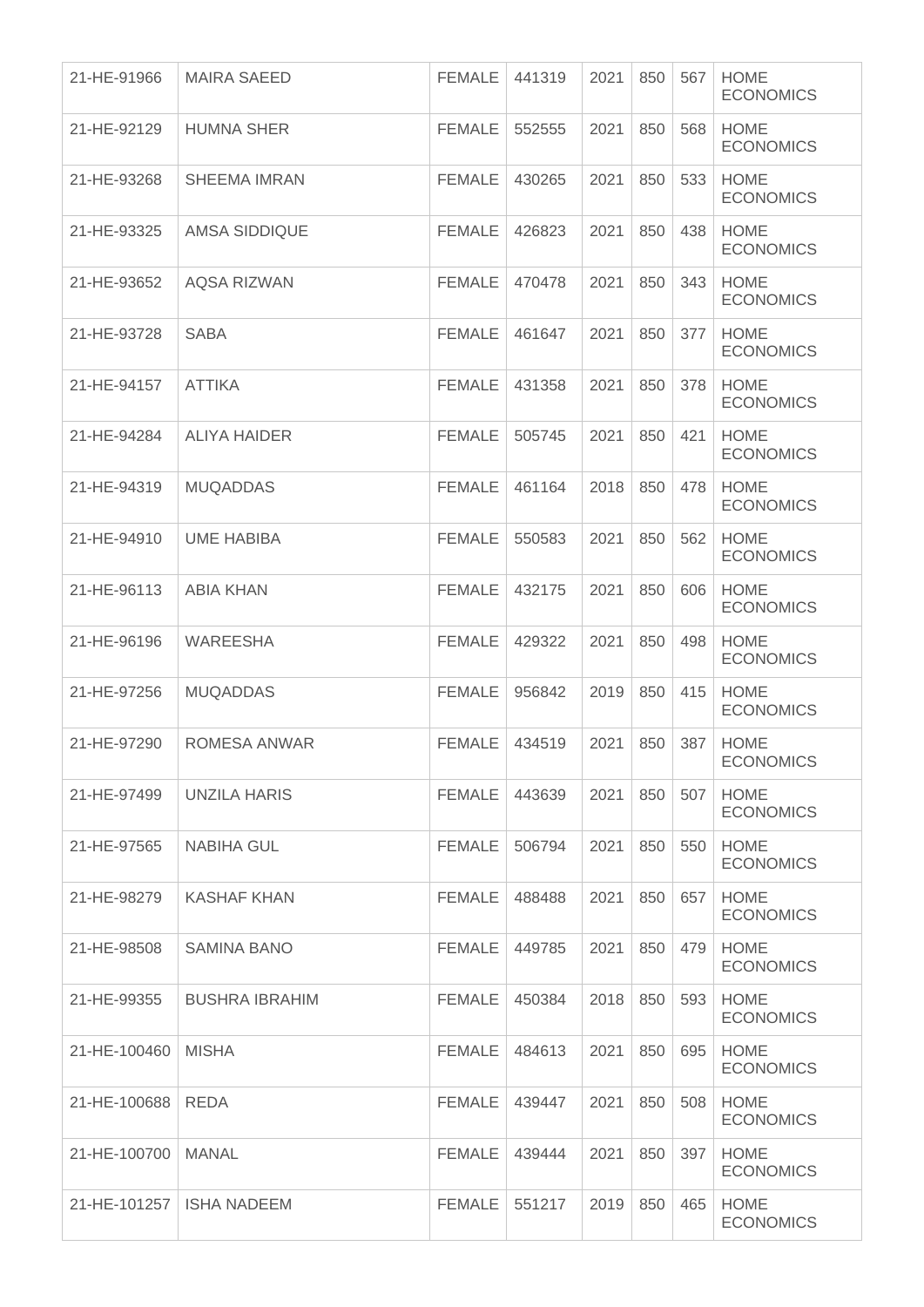| | | | | | | | |
|---|---|---|---|---|---|---|---|
| 21-HE-91966 | MAIRA SAEED | FEMALE | 441319 | 2021 | 850 | 567 | HOME ECONOMICS |
| 21-HE-92129 | HUMNA SHER | FEMALE | 552555 | 2021 | 850 | 568 | HOME ECONOMICS |
| 21-HE-93268 | SHEEMA IMRAN | FEMALE | 430265 | 2021 | 850 | 533 | HOME ECONOMICS |
| 21-HE-93325 | AMSA SIDDIQUE | FEMALE | 426823 | 2021 | 850 | 438 | HOME ECONOMICS |
| 21-HE-93652 | AQSA RIZWAN | FEMALE | 470478 | 2021 | 850 | 343 | HOME ECONOMICS |
| 21-HE-93728 | SABA | FEMALE | 461647 | 2021 | 850 | 377 | HOME ECONOMICS |
| 21-HE-94157 | ATTIKA | FEMALE | 431358 | 2021 | 850 | 378 | HOME ECONOMICS |
| 21-HE-94284 | ALIYA HAIDER | FEMALE | 505745 | 2021 | 850 | 421 | HOME ECONOMICS |
| 21-HE-94319 | MUQADDAS | FEMALE | 461164 | 2018 | 850 | 478 | HOME ECONOMICS |
| 21-HE-94910 | UME HABIBA | FEMALE | 550583 | 2021 | 850 | 562 | HOME ECONOMICS |
| 21-HE-96113 | ABIA KHAN | FEMALE | 432175 | 2021 | 850 | 606 | HOME ECONOMICS |
| 21-HE-96196 | WAREESHA | FEMALE | 429322 | 2021 | 850 | 498 | HOME ECONOMICS |
| 21-HE-97256 | MUQADDAS | FEMALE | 956842 | 2019 | 850 | 415 | HOME ECONOMICS |
| 21-HE-97290 | ROMESA ANWAR | FEMALE | 434519 | 2021 | 850 | 387 | HOME ECONOMICS |
| 21-HE-97499 | UNZILA HARIS | FEMALE | 443639 | 2021 | 850 | 507 | HOME ECONOMICS |
| 21-HE-97565 | NABIHA GUL | FEMALE | 506794 | 2021 | 850 | 550 | HOME ECONOMICS |
| 21-HE-98279 | KASHAF KHAN | FEMALE | 488488 | 2021 | 850 | 657 | HOME ECONOMICS |
| 21-HE-98508 | SAMINA BANO | FEMALE | 449785 | 2021 | 850 | 479 | HOME ECONOMICS |
| 21-HE-99355 | BUSHRA IBRAHIM | FEMALE | 450384 | 2018 | 850 | 593 | HOME ECONOMICS |
| 21-HE-100460 | MISHA | FEMALE | 484613 | 2021 | 850 | 695 | HOME ECONOMICS |
| 21-HE-100688 | REDA | FEMALE | 439447 | 2021 | 850 | 508 | HOME ECONOMICS |
| 21-HE-100700 | MANAL | FEMALE | 439444 | 2021 | 850 | 397 | HOME ECONOMICS |
| 21-HE-101257 | ISHA NADEEM | FEMALE | 551217 | 2019 | 850 | 465 | HOME ECONOMICS |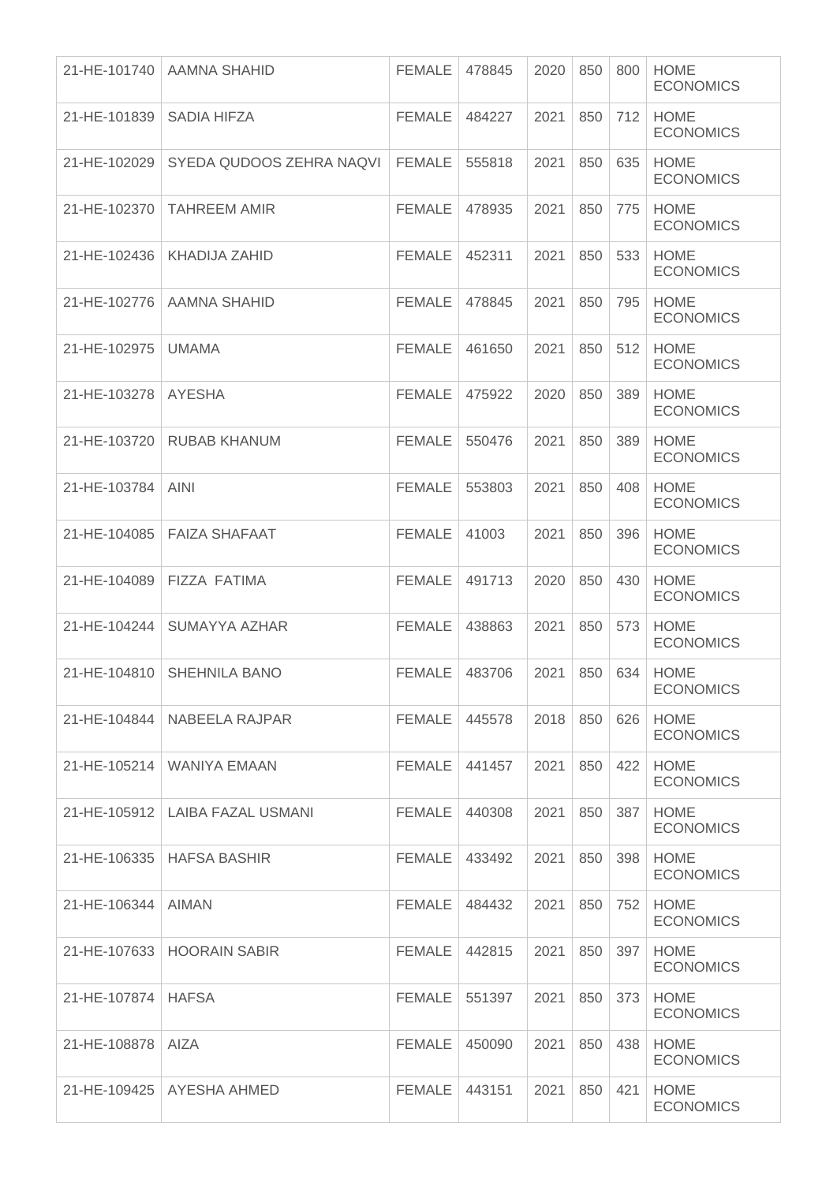| 21-HE-101740 | AAMNA SHAHID | FEMALE | 478845 | 2020 | 850 | 800 | HOME ECONOMICS |
|---|---|---|---|---|---|---|---|
| 21-HE-101839 | SADIA HIFZA | FEMALE | 484227 | 2021 | 850 | 712 | HOME ECONOMICS |
| 21-HE-102029 | SYEDA QUDOOS ZEHRA NAQVI | FEMALE | 555818 | 2021 | 850 | 635 | HOME ECONOMICS |
| 21-HE-102370 | TAHREEM AMIR | FEMALE | 478935 | 2021 | 850 | 775 | HOME ECONOMICS |
| 21-HE-102436 | KHADIJA ZAHID | FEMALE | 452311 | 2021 | 850 | 533 | HOME ECONOMICS |
| 21-HE-102776 | AAMNA SHAHID | FEMALE | 478845 | 2021 | 850 | 795 | HOME ECONOMICS |
| 21-HE-102975 | UMAMA | FEMALE | 461650 | 2021 | 850 | 512 | HOME ECONOMICS |
| 21-HE-103278 | AYESHA | FEMALE | 475922 | 2020 | 850 | 389 | HOME ECONOMICS |
| 21-HE-103720 | RUBAB KHANUM | FEMALE | 550476 | 2021 | 850 | 389 | HOME ECONOMICS |
| 21-HE-103784 | AINI | FEMALE | 553803 | 2021 | 850 | 408 | HOME ECONOMICS |
| 21-HE-104085 | FAIZA SHAFAAT | FEMALE | 41003 | 2021 | 850 | 396 | HOME ECONOMICS |
| 21-HE-104089 | FIZZA FATIMA | FEMALE | 491713 | 2020 | 850 | 430 | HOME ECONOMICS |
| 21-HE-104244 | SUMAYYA AZHAR | FEMALE | 438863 | 2021 | 850 | 573 | HOME ECONOMICS |
| 21-HE-104810 | SHEHNILA BANO | FEMALE | 483706 | 2021 | 850 | 634 | HOME ECONOMICS |
| 21-HE-104844 | NABEELA RAJPAR | FEMALE | 445578 | 2018 | 850 | 626 | HOME ECONOMICS |
| 21-HE-105214 | WANIYA EMAAN | FEMALE | 441457 | 2021 | 850 | 422 | HOME ECONOMICS |
| 21-HE-105912 | LAIBA FAZAL USMANI | FEMALE | 440308 | 2021 | 850 | 387 | HOME ECONOMICS |
| 21-HE-106335 | HAFSA BASHIR | FEMALE | 433492 | 2021 | 850 | 398 | HOME ECONOMICS |
| 21-HE-106344 | AIMAN | FEMALE | 484432 | 2021 | 850 | 752 | HOME ECONOMICS |
| 21-HE-107633 | HOORAIN SABIR | FEMALE | 442815 | 2021 | 850 | 397 | HOME ECONOMICS |
| 21-HE-107874 | HAFSA | FEMALE | 551397 | 2021 | 850 | 373 | HOME ECONOMICS |
| 21-HE-108878 | AIZA | FEMALE | 450090 | 2021 | 850 | 438 | HOME ECONOMICS |
| 21-HE-109425 | AYESHA AHMED | FEMALE | 443151 | 2021 | 850 | 421 | HOME ECONOMICS |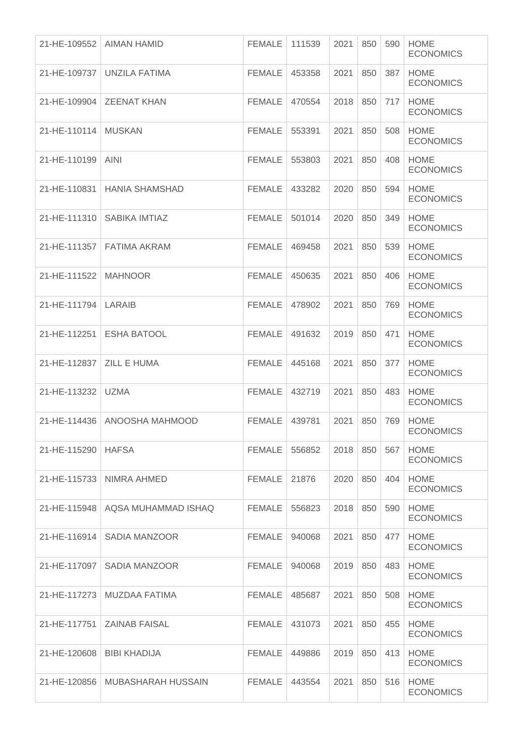| | | | | | | | |
|---|---|---|---|---|---|---|---|
| 21-HE-109552 | AIMAN HAMID | FEMALE | 111539 | 2021 | 850 | 590 | HOME ECONOMICS |
| 21-HE-109737 | UNZILA FATIMA | FEMALE | 453358 | 2021 | 850 | 387 | HOME ECONOMICS |
| 21-HE-109904 | ZEENAT KHAN | FEMALE | 470554 | 2018 | 850 | 717 | HOME ECONOMICS |
| 21-HE-110114 | MUSKAN | FEMALE | 553391 | 2021 | 850 | 508 | HOME ECONOMICS |
| 21-HE-110199 | AINI | FEMALE | 553803 | 2021 | 850 | 408 | HOME ECONOMICS |
| 21-HE-110831 | HANIA SHAMSHAD | FEMALE | 433282 | 2020 | 850 | 594 | HOME ECONOMICS |
| 21-HE-111310 | SABIKA IMTIAZ | FEMALE | 501014 | 2020 | 850 | 349 | HOME ECONOMICS |
| 21-HE-111357 | FATIMA AKRAM | FEMALE | 469458 | 2021 | 850 | 539 | HOME ECONOMICS |
| 21-HE-111522 | MAHNOOR | FEMALE | 450635 | 2021 | 850 | 406 | HOME ECONOMICS |
| 21-HE-111794 | LARAIB | FEMALE | 478902 | 2021 | 850 | 769 | HOME ECONOMICS |
| 21-HE-112251 | ESHA BATOOL | FEMALE | 491632 | 2019 | 850 | 471 | HOME ECONOMICS |
| 21-HE-112837 | ZILL E HUMA | FEMALE | 445168 | 2021 | 850 | 377 | HOME ECONOMICS |
| 21-HE-113232 | UZMA | FEMALE | 432719 | 2021 | 850 | 483 | HOME ECONOMICS |
| 21-HE-114436 | ANOOSHA MAHMOOD | FEMALE | 439781 | 2021 | 850 | 769 | HOME ECONOMICS |
| 21-HE-115290 | HAFSA | FEMALE | 556852 | 2018 | 850 | 567 | HOME ECONOMICS |
| 21-HE-115733 | NIMRA AHMED | FEMALE | 21876 | 2020 | 850 | 404 | HOME ECONOMICS |
| 21-HE-115948 | AQSA MUHAMMAD ISHAQ | FEMALE | 556823 | 2018 | 850 | 590 | HOME ECONOMICS |
| 21-HE-116914 | SADIA MANZOOR | FEMALE | 940068 | 2021 | 850 | 477 | HOME ECONOMICS |
| 21-HE-117097 | SADIA MANZOOR | FEMALE | 940068 | 2019 | 850 | 483 | HOME ECONOMICS |
| 21-HE-117273 | MUZDAA FATIMA | FEMALE | 485687 | 2021 | 850 | 508 | HOME ECONOMICS |
| 21-HE-117751 | ZAINAB FAISAL | FEMALE | 431073 | 2021 | 850 | 455 | HOME ECONOMICS |
| 21-HE-120608 | BIBI KHADIJA | FEMALE | 449886 | 2019 | 850 | 413 | HOME ECONOMICS |
| 21-HE-120856 | MUBASHARAH HUSSAIN | FEMALE | 443554 | 2021 | 850 | 516 | HOME ECONOMICS |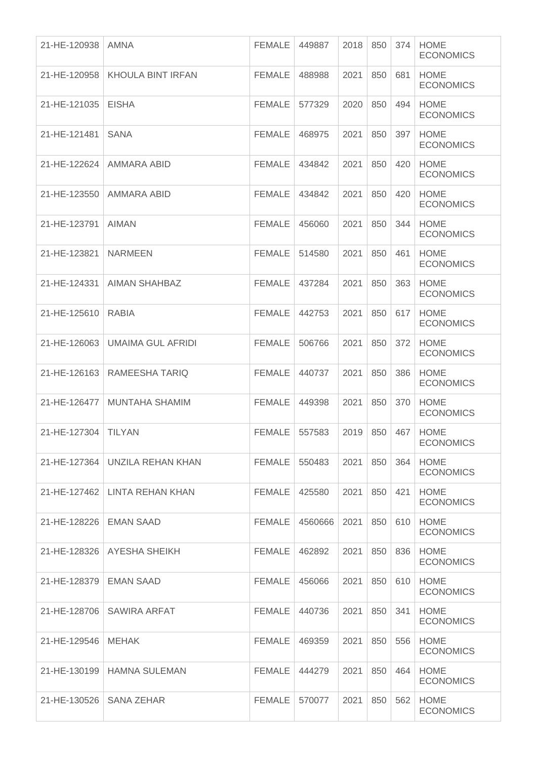| 21-HE-120938 | AMNA | FEMALE | 449887 | 2018 | 850 | 374 | HOME ECONOMICS |
|---|---|---|---|---|---|---|---|
| 21-HE-120958 | KHOULA BINT IRFAN | FEMALE | 488988 | 2021 | 850 | 681 | HOME ECONOMICS |
| 21-HE-121035 | EISHA | FEMALE | 577329 | 2020 | 850 | 494 | HOME ECONOMICS |
| 21-HE-121481 | SANA | FEMALE | 468975 | 2021 | 850 | 397 | HOME ECONOMICS |
| 21-HE-122624 | AMMARA ABID | FEMALE | 434842 | 2021 | 850 | 420 | HOME ECONOMICS |
| 21-HE-123550 | AMMARA ABID | FEMALE | 434842 | 2021 | 850 | 420 | HOME ECONOMICS |
| 21-HE-123791 | AIMAN | FEMALE | 456060 | 2021 | 850 | 344 | HOME ECONOMICS |
| 21-HE-123821 | NARMEEN | FEMALE | 514580 | 2021 | 850 | 461 | HOME ECONOMICS |
| 21-HE-124331 | AIMAN SHAHBAZ | FEMALE | 437284 | 2021 | 850 | 363 | HOME ECONOMICS |
| 21-HE-125610 | RABIA | FEMALE | 442753 | 2021 | 850 | 617 | HOME ECONOMICS |
| 21-HE-126063 | UMAIMA GUL AFRIDI | FEMALE | 506766 | 2021 | 850 | 372 | HOME ECONOMICS |
| 21-HE-126163 | RAMEESHA TARIQ | FEMALE | 440737 | 2021 | 850 | 386 | HOME ECONOMICS |
| 21-HE-126477 | MUNTAHA SHAMIM | FEMALE | 449398 | 2021 | 850 | 370 | HOME ECONOMICS |
| 21-HE-127304 | TILYAN | FEMALE | 557583 | 2019 | 850 | 467 | HOME ECONOMICS |
| 21-HE-127364 | UNZILA REHAN KHAN | FEMALE | 550483 | 2021 | 850 | 364 | HOME ECONOMICS |
| 21-HE-127462 | LINTA REHAN KHAN | FEMALE | 425580 | 2021 | 850 | 421 | HOME ECONOMICS |
| 21-HE-128226 | EMAN SAAD | FEMALE | 4560666 | 2021 | 850 | 610 | HOME ECONOMICS |
| 21-HE-128326 | AYESHA SHEIKH | FEMALE | 462892 | 2021 | 850 | 836 | HOME ECONOMICS |
| 21-HE-128379 | EMAN SAAD | FEMALE | 456066 | 2021 | 850 | 610 | HOME ECONOMICS |
| 21-HE-128706 | SAWIRA ARFAT | FEMALE | 440736 | 2021 | 850 | 341 | HOME ECONOMICS |
| 21-HE-129546 | MEHAK | FEMALE | 469359 | 2021 | 850 | 556 | HOME ECONOMICS |
| 21-HE-130199 | HAMNA SULEMAN | FEMALE | 444279 | 2021 | 850 | 464 | HOME ECONOMICS |
| 21-HE-130526 | SANA ZEHAR | FEMALE | 570077 | 2021 | 850 | 562 | HOME ECONOMICS |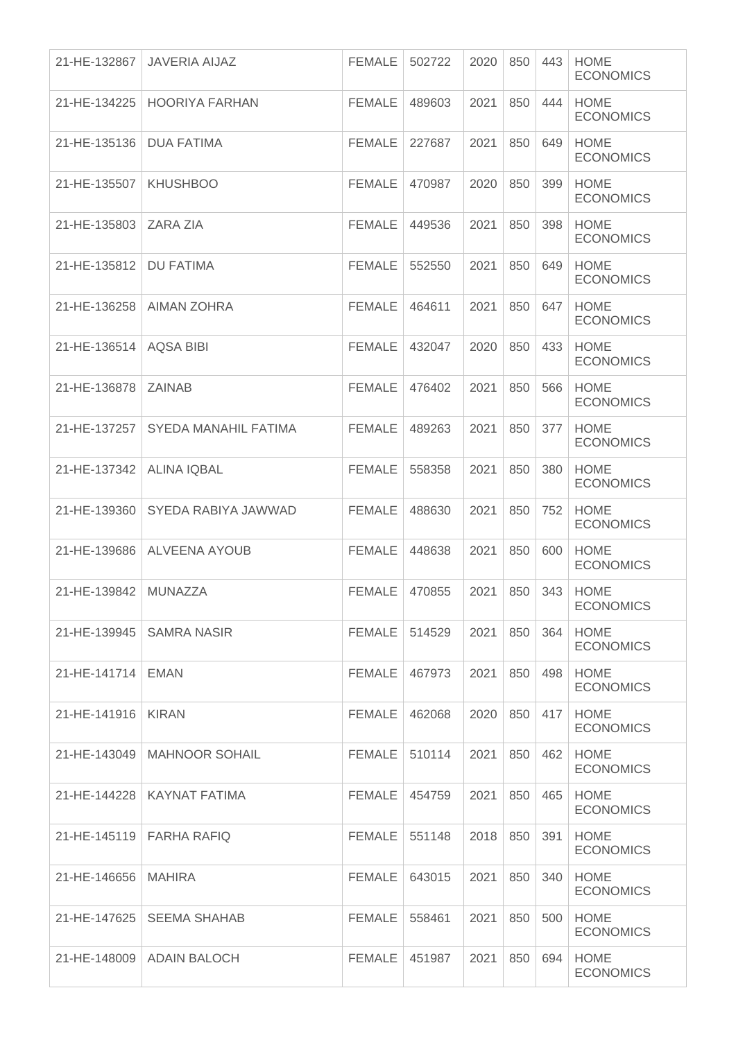| | | | | | | | |
|---|---|---|---|---|---|---|---|
| 21-HE-132867 | JAVERIA AIJAZ | FEMALE | 502722 | 2020 | 850 | 443 | HOME ECONOMICS |
| 21-HE-134225 | HOORIYA FARHAN | FEMALE | 489603 | 2021 | 850 | 444 | HOME ECONOMICS |
| 21-HE-135136 | DUA FATIMA | FEMALE | 227687 | 2021 | 850 | 649 | HOME ECONOMICS |
| 21-HE-135507 | KHUSHBOO | FEMALE | 470987 | 2020 | 850 | 399 | HOME ECONOMICS |
| 21-HE-135803 | ZARA ZIA | FEMALE | 449536 | 2021 | 850 | 398 | HOME ECONOMICS |
| 21-HE-135812 | DU FATIMA | FEMALE | 552550 | 2021 | 850 | 649 | HOME ECONOMICS |
| 21-HE-136258 | AIMAN ZOHRA | FEMALE | 464611 | 2021 | 850 | 647 | HOME ECONOMICS |
| 21-HE-136514 | AQSA BIBI | FEMALE | 432047 | 2020 | 850 | 433 | HOME ECONOMICS |
| 21-HE-136878 | ZAINAB | FEMALE | 476402 | 2021 | 850 | 566 | HOME ECONOMICS |
| 21-HE-137257 | SYEDA MANAHIL FATIMA | FEMALE | 489263 | 2021 | 850 | 377 | HOME ECONOMICS |
| 21-HE-137342 | ALINA IQBAL | FEMALE | 558358 | 2021 | 850 | 380 | HOME ECONOMICS |
| 21-HE-139360 | SYEDA RABIYA JAWWAD | FEMALE | 488630 | 2021 | 850 | 752 | HOME ECONOMICS |
| 21-HE-139686 | ALVEENA AYOUB | FEMALE | 448638 | 2021 | 850 | 600 | HOME ECONOMICS |
| 21-HE-139842 | MUNAZZA | FEMALE | 470855 | 2021 | 850 | 343 | HOME ECONOMICS |
| 21-HE-139945 | SAMRA NASIR | FEMALE | 514529 | 2021 | 850 | 364 | HOME ECONOMICS |
| 21-HE-141714 | EMAN | FEMALE | 467973 | 2021 | 850 | 498 | HOME ECONOMICS |
| 21-HE-141916 | KIRAN | FEMALE | 462068 | 2020 | 850 | 417 | HOME ECONOMICS |
| 21-HE-143049 | MAHNOOR SOHAIL | FEMALE | 510114 | 2021 | 850 | 462 | HOME ECONOMICS |
| 21-HE-144228 | KAYNAT FATIMA | FEMALE | 454759 | 2021 | 850 | 465 | HOME ECONOMICS |
| 21-HE-145119 | FARHA RAFIQ | FEMALE | 551148 | 2018 | 850 | 391 | HOME ECONOMICS |
| 21-HE-146656 | MAHIRA | FEMALE | 643015 | 2021 | 850 | 340 | HOME ECONOMICS |
| 21-HE-147625 | SEEMA SHAHAB | FEMALE | 558461 | 2021 | 850 | 500 | HOME ECONOMICS |
| 21-HE-148009 | ADAIN BALOCH | FEMALE | 451987 | 2021 | 850 | 694 | HOME ECONOMICS |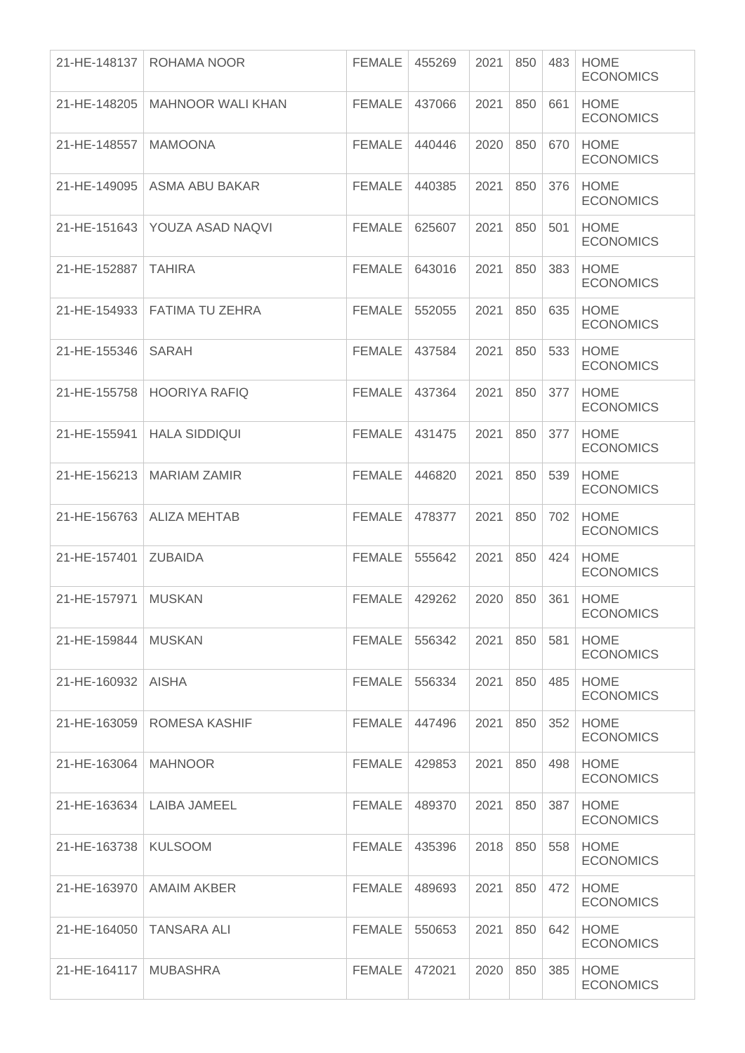| 21-HE-148137 | ROHAMA NOOR | FEMALE | 455269 | 2021 | 850 | 483 | HOME ECONOMICS |
|---|---|---|---|---|---|---|---|
| 21-HE-148205 | MAHNOOR WALI KHAN | FEMALE | 437066 | 2021 | 850 | 661 | HOME ECONOMICS |
| 21-HE-148557 | MAMOONA | FEMALE | 440446 | 2020 | 850 | 670 | HOME ECONOMICS |
| 21-HE-149095 | ASMA ABU BAKAR | FEMALE | 440385 | 2021 | 850 | 376 | HOME ECONOMICS |
| 21-HE-151643 | YOUZA ASAD NAQVI | FEMALE | 625607 | 2021 | 850 | 501 | HOME ECONOMICS |
| 21-HE-152887 | TAHIRA | FEMALE | 643016 | 2021 | 850 | 383 | HOME ECONOMICS |
| 21-HE-154933 | FATIMA TU ZEHRA | FEMALE | 552055 | 2021 | 850 | 635 | HOME ECONOMICS |
| 21-HE-155346 | SARAH | FEMALE | 437584 | 2021 | 850 | 533 | HOME ECONOMICS |
| 21-HE-155758 | HOORIYA RAFIQ | FEMALE | 437364 | 2021 | 850 | 377 | HOME ECONOMICS |
| 21-HE-155941 | HALA SIDDIQUI | FEMALE | 431475 | 2021 | 850 | 377 | HOME ECONOMICS |
| 21-HE-156213 | MARIAM ZAMIR | FEMALE | 446820 | 2021 | 850 | 539 | HOME ECONOMICS |
| 21-HE-156763 | ALIZA MEHTAB | FEMALE | 478377 | 2021 | 850 | 702 | HOME ECONOMICS |
| 21-HE-157401 | ZUBAIDA | FEMALE | 555642 | 2021 | 850 | 424 | HOME ECONOMICS |
| 21-HE-157971 | MUSKAN | FEMALE | 429262 | 2020 | 850 | 361 | HOME ECONOMICS |
| 21-HE-159844 | MUSKAN | FEMALE | 556342 | 2021 | 850 | 581 | HOME ECONOMICS |
| 21-HE-160932 | AISHA | FEMALE | 556334 | 2021 | 850 | 485 | HOME ECONOMICS |
| 21-HE-163059 | ROMESA KASHIF | FEMALE | 447496 | 2021 | 850 | 352 | HOME ECONOMICS |
| 21-HE-163064 | MAHNOOR | FEMALE | 429853 | 2021 | 850 | 498 | HOME ECONOMICS |
| 21-HE-163634 | LAIBA JAMEEL | FEMALE | 489370 | 2021 | 850 | 387 | HOME ECONOMICS |
| 21-HE-163738 | KULSOOM | FEMALE | 435396 | 2018 | 850 | 558 | HOME ECONOMICS |
| 21-HE-163970 | AMAIM AKBER | FEMALE | 489693 | 2021 | 850 | 472 | HOME ECONOMICS |
| 21-HE-164050 | TANSARA ALI | FEMALE | 550653 | 2021 | 850 | 642 | HOME ECONOMICS |
| 21-HE-164117 | MUBASHRA | FEMALE | 472021 | 2020 | 850 | 385 | HOME ECONOMICS |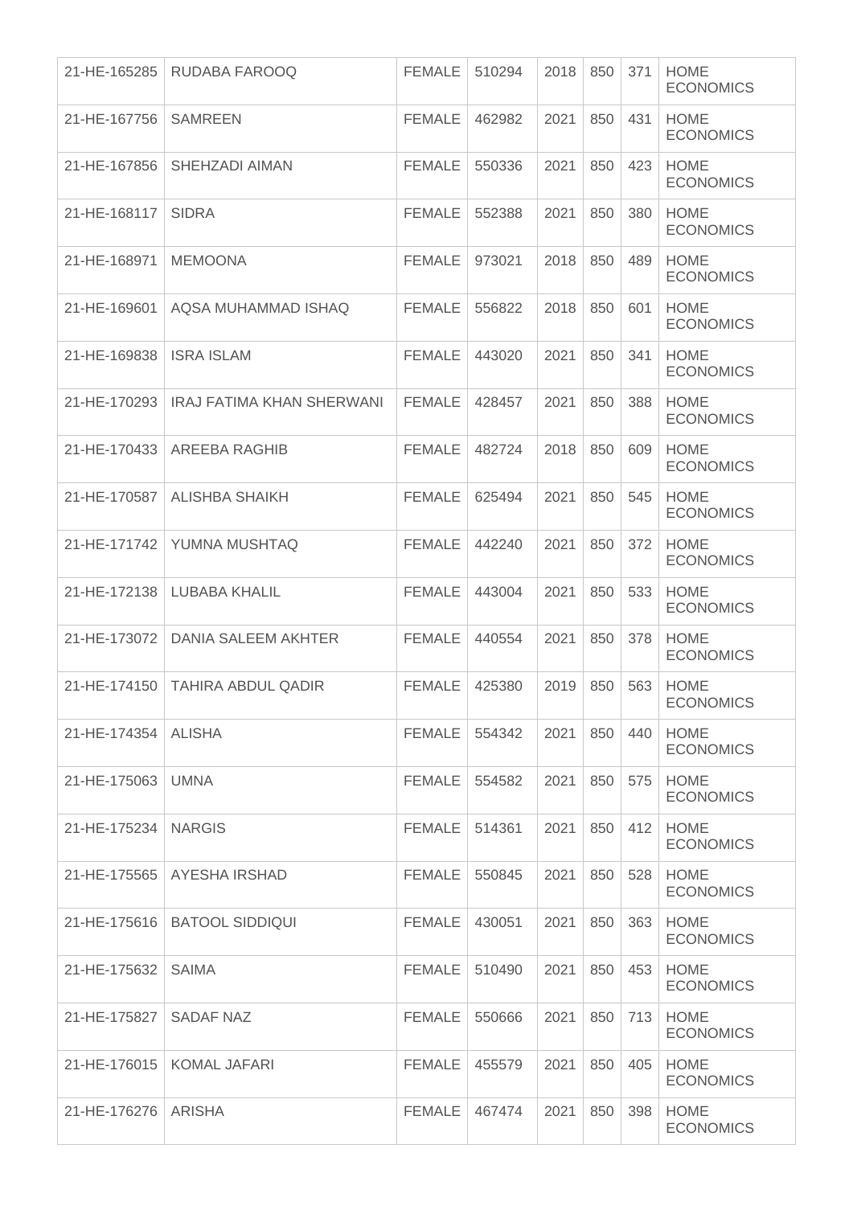| 21-HE-165285 | RUDABA FAROOQ | FEMALE | 510294 | 2018 | 850 | 371 | HOME ECONOMICS |
|---|---|---|---|---|---|---|---|
| 21-HE-167756 | SAMREEN | FEMALE | 462982 | 2021 | 850 | 431 | HOME ECONOMICS |
| 21-HE-167856 | SHEHZADI AIMAN | FEMALE | 550336 | 2021 | 850 | 423 | HOME ECONOMICS |
| 21-HE-168117 | SIDRA | FEMALE | 552388 | 2021 | 850 | 380 | HOME ECONOMICS |
| 21-HE-168971 | MEMOONA | FEMALE | 973021 | 2018 | 850 | 489 | HOME ECONOMICS |
| 21-HE-169601 | AQSA MUHAMMAD ISHAQ | FEMALE | 556822 | 2018 | 850 | 601 | HOME ECONOMICS |
| 21-HE-169838 | ISRA ISLAM | FEMALE | 443020 | 2021 | 850 | 341 | HOME ECONOMICS |
| 21-HE-170293 | IRAJ FATIMA KHAN SHERWANI | FEMALE | 428457 | 2021 | 850 | 388 | HOME ECONOMICS |
| 21-HE-170433 | AREEBA RAGHIB | FEMALE | 482724 | 2018 | 850 | 609 | HOME ECONOMICS |
| 21-HE-170587 | ALISHBA SHAIKH | FEMALE | 625494 | 2021 | 850 | 545 | HOME ECONOMICS |
| 21-HE-171742 | YUMNA MUSHTAQ | FEMALE | 442240 | 2021 | 850 | 372 | HOME ECONOMICS |
| 21-HE-172138 | LUBABA KHALIL | FEMALE | 443004 | 2021 | 850 | 533 | HOME ECONOMICS |
| 21-HE-173072 | DANIA SALEEM AKHTER | FEMALE | 440554 | 2021 | 850 | 378 | HOME ECONOMICS |
| 21-HE-174150 | TAHIRA ABDUL QADIR | FEMALE | 425380 | 2019 | 850 | 563 | HOME ECONOMICS |
| 21-HE-174354 | ALISHA | FEMALE | 554342 | 2021 | 850 | 440 | HOME ECONOMICS |
| 21-HE-175063 | UMNA | FEMALE | 554582 | 2021 | 850 | 575 | HOME ECONOMICS |
| 21-HE-175234 | NARGIS | FEMALE | 514361 | 2021 | 850 | 412 | HOME ECONOMICS |
| 21-HE-175565 | AYESHA IRSHAD | FEMALE | 550845 | 2021 | 850 | 528 | HOME ECONOMICS |
| 21-HE-175616 | BATOOL SIDDIQUI | FEMALE | 430051 | 2021 | 850 | 363 | HOME ECONOMICS |
| 21-HE-175632 | SAIMA | FEMALE | 510490 | 2021 | 850 | 453 | HOME ECONOMICS |
| 21-HE-175827 | SADAF NAZ | FEMALE | 550666 | 2021 | 850 | 713 | HOME ECONOMICS |
| 21-HE-176015 | KOMAL JAFARI | FEMALE | 455579 | 2021 | 850 | 405 | HOME ECONOMICS |
| 21-HE-176276 | ARISHA | FEMALE | 467474 | 2021 | 850 | 398 | HOME ECONOMICS |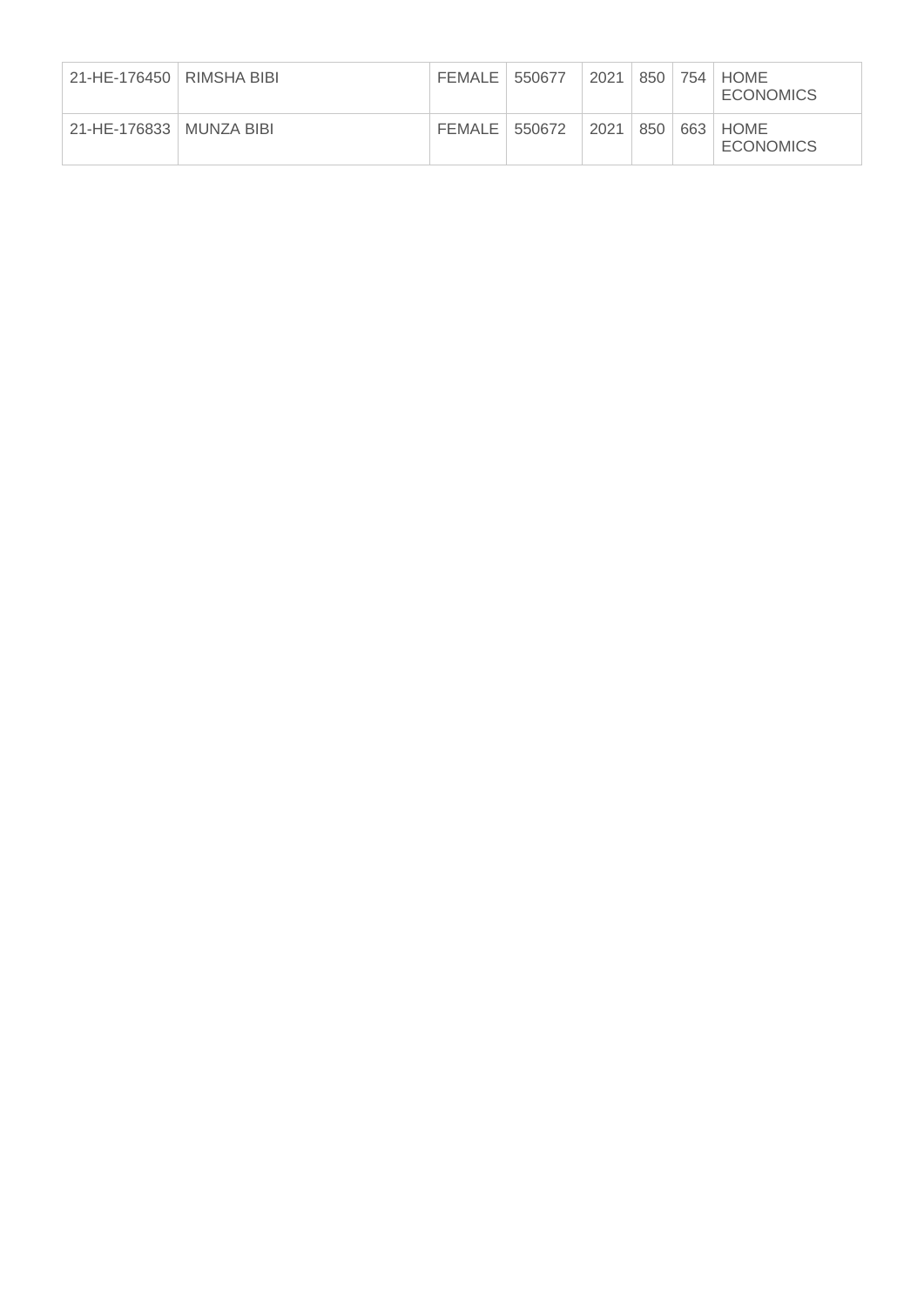| | | | | | | | |
|---|---|---|---|---|---|---|---|
| 21-HE-176450 | RIMSHA BIBI | FEMALE | 550677 | 2021 | 850 | 754 | HOME ECONOMICS |
| 21-HE-176833 | MUNZA BIBI | FEMALE | 550672 | 2021 | 850 | 663 | HOME ECONOMICS |